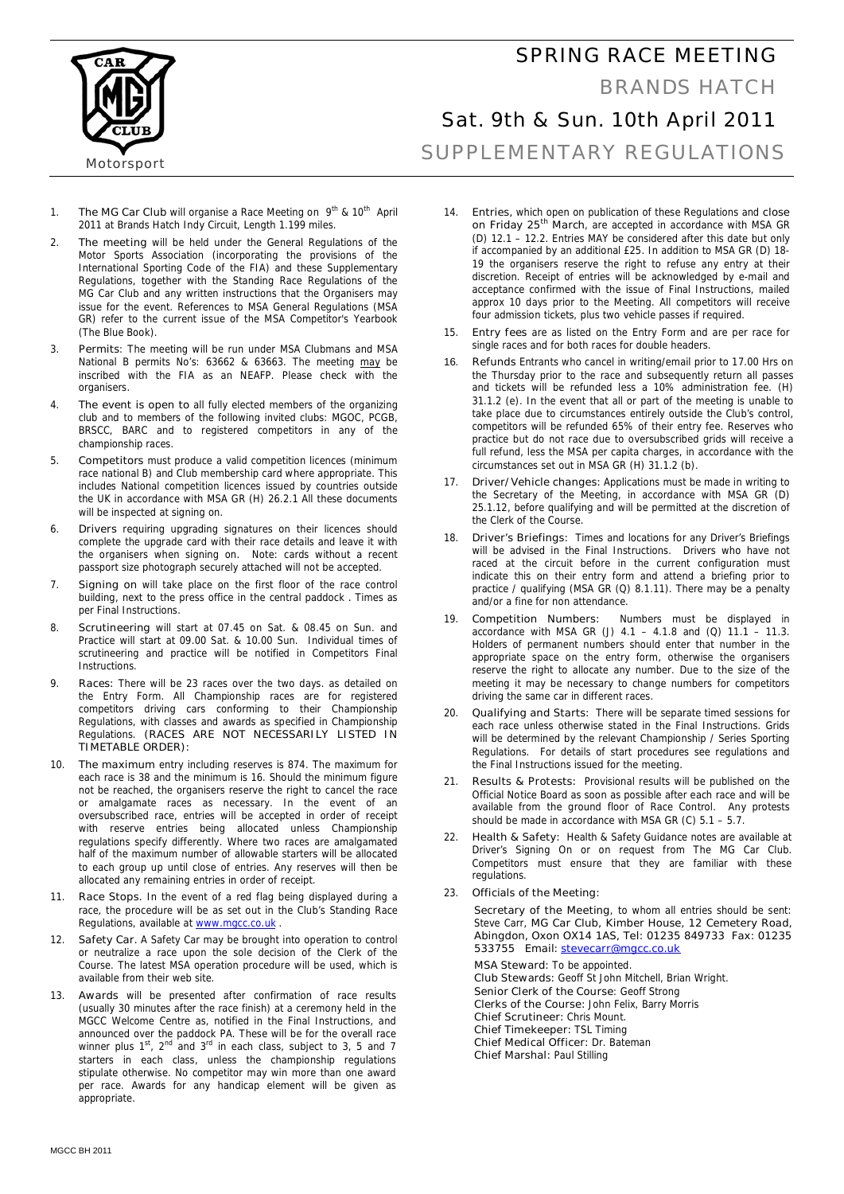Motorsport

# SPRING RACE MEETING

## BRANDS HATCH

## Sat. 9th & Sun. 10th April 2011

## SUPPLEMENTARY REGULATIONS

1. The MG Car Club will organise a Race Meeting on 9th & 10th April 2011 at Brands Hatch Indy Circuit, Length 1.199 miles.
2. The meeting will be held under the General Regulations of the Motor Sports Association (incorporating the provisions of the International Sporting Code of the FIA) and these Supplementary Regulations, together with the Standing Race Regulations of the MG Car Club and any written instructions that the Organisers may issue for the event. References to MSA General Regulations (MSA GR) refer to the current issue of the MSA Competitor's Yearbook (The Blue Book).
3. Permits: The meeting will be run under MSA Clubmans and MSA National B permits No's: 63662 & 63663. The meeting may be inscribed with the FIA as an NEAFP. Please check with the organisers.
4. The event is open to all fully elected members of the organizing club and to members of the following invited clubs: MGOC, PCGB, BRSCC, BARC and to registered competitors in any of the championship races.
5. Competitors must produce a valid competition licences (minimum race national B) and Club membership card where appropriate. This includes National competition licences issued by countries outside the UK in accordance with MSA GR (H) 26.2.1 All these documents will be inspected at signing on.
6. Drivers requiring upgrading signatures on their licences should complete the upgrade card with their race details and leave it with the organisers when signing on. Note: cards without a recent passport size photograph securely attached will not be accepted.
7. Signing on will take place on the first floor of the race control building, next to the press office in the central paddock . Times as per Final Instructions.
8. Scrutineering will start at 07.45 on Sat. & 08.45 on Sun. and Practice will start at 09.00 Sat. & 10.00 Sun. Individual times of scrutineering and practice will be notified in Competitors Final Instructions.
9. Races: There will be 23 races over the two days. as detailed on the Entry Form. All Championship races are for registered competitors driving cars conforming to their Championship Regulations, with classes and awards as specified in Championship Regulations. (RACES ARE NOT NECESSARILY LISTED IN TIMETABLE ORDER):
10. The maximum entry including reserves is 874. The maximum for each race is 38 and the minimum is 16. Should the minimum figure not be reached, the organisers reserve the right to cancel the race or amalgamate races as necessary. In the event of an oversubscribed race, entries will be accepted in order of receipt with reserve entries being allocated unless Championship regulations specify differently. Where two races are amalgamated half of the maximum number of allowable starters will be allocated to each group up until close of entries. Any reserves will then be allocated any remaining entries in order of receipt.
11. Race Stops. In the event of a red flag being displayed during a race, the procedure will be as set out in the Club's Standing Race Regulations, available at www.mgcc.co.uk .
12. Safety Car. A Safety Car may be brought into operation to control or neutralize a race upon the sole decision of the Clerk of the Course. The latest MSA operation procedure will be used, which is available from their web site.
13. Awards will be presented after confirmation of race results (usually 30 minutes after the race finish) at a ceremony held in the MGCC Welcome Centre as, notified in the Final Instructions, and announced over the paddock PA. These will be for the overall race winner plus 1st, 2nd and 3rd in each class, subject to 3, 5 and 7 starters in each class, unless the championship regulations stipulate otherwise. No competitor may win more than one award per race. Awards for any handicap element will be given as appropriate.
14. Entries, which open on publication of these Regulations and close on Friday 25th March, are accepted in accordance with MSA GR (D) 12.1 – 12.2. Entries MAY be considered after this date but only if accompanied by an additional £25. In addition to MSA GR (D) 18-19 the organisers reserve the right to refuse any entry at their discretion. Receipt of entries will be acknowledged by e-mail and acceptance confirmed with the issue of Final Instructions, mailed approx 10 days prior to the Meeting. All competitors will receive four admission tickets, plus two vehicle passes if required.
15. Entry fees are as listed on the Entry Form and are per race for single races and for both races for double headers.
16. Refunds Entrants who cancel in writing/email prior to 17.00 Hrs on the Thursday prior to the race and subsequently return all passes and tickets will be refunded less a 10% administration fee. (H) 31.1.2 (e). In the event that all or part of the meeting is unable to take place due to circumstances entirely outside the Club's control, competitors will be refunded 65% of their entry fee. Reserves who practice but do not race due to oversubscribed grids will receive a full refund, less the MSA per capita charges, in accordance with the circumstances set out in MSA GR (H) 31.1.2 (b).
17. Driver/Vehicle changes: Applications must be made in writing to the Secretary of the Meeting, in accordance with MSA GR (D) 25.1.12, before qualifying and will be permitted at the discretion of the Clerk of the Course.
18. Driver's Briefings: Times and locations for any Driver's Briefings will be advised in the Final Instructions. Drivers who have not raced at the circuit before in the current configuration must indicate this on their entry form and attend a briefing prior to practice / qualifying (MSA GR (Q) 8.1.11). There may be a penalty and/or a fine for non attendance.
19. Competition Numbers: Numbers must be displayed in accordance with MSA GR (J) 4.1 – 4.1.8 and (Q) 11.1 – 11.3. Holders of permanent numbers should enter that number in the appropriate space on the entry form, otherwise the organisers reserve the right to allocate any number. Due to the size of the meeting it may be necessary to change numbers for competitors driving the same car in different races.
20. Qualifying and Starts: There will be separate timed sessions for each race unless otherwise stated in the Final Instructions. Grids will be determined by the relevant Championship / Series Sporting Regulations. For details of start procedures see regulations and the Final Instructions issued for the meeting.
21. Results & Protests: Provisional results will be published on the Official Notice Board as soon as possible after each race and will be available from the ground floor of Race Control. Any protests should be made in accordance with MSA GR (C) 5.1 – 5.7.
22. Health & Safety: Health & Safety Guidance notes are available at Driver's Signing On or on request from The MG Car Club. Competitors must ensure that they are familiar with these regulations.
23. Officials of the Meeting:

    Secretary of the Meeting, to whom all entries should be sent: Steve Carr, MG Car Club, Kimber House, 12 Cemetery Road, Abingdon, Oxon OX14 1AS, Tel: 01235 849733 Fax: 01235 533755 Email: stevecarr@mgcc.co.uk

    MSA Steward: To be appointed.
    Club Stewards: Geoff St John Mitchell, Brian Wright.
    Senior Clerk of the Course: Geoff Strong
    Clerks of the Course: John Felix, Barry Morris
    Chief Scrutineer: Chris Mount.
    Chief Timekeeper: TSL Timing
    Chief Medical Officer: Dr. Bateman
    Chief Marshal: Paul Stilling

MGCC BH 2011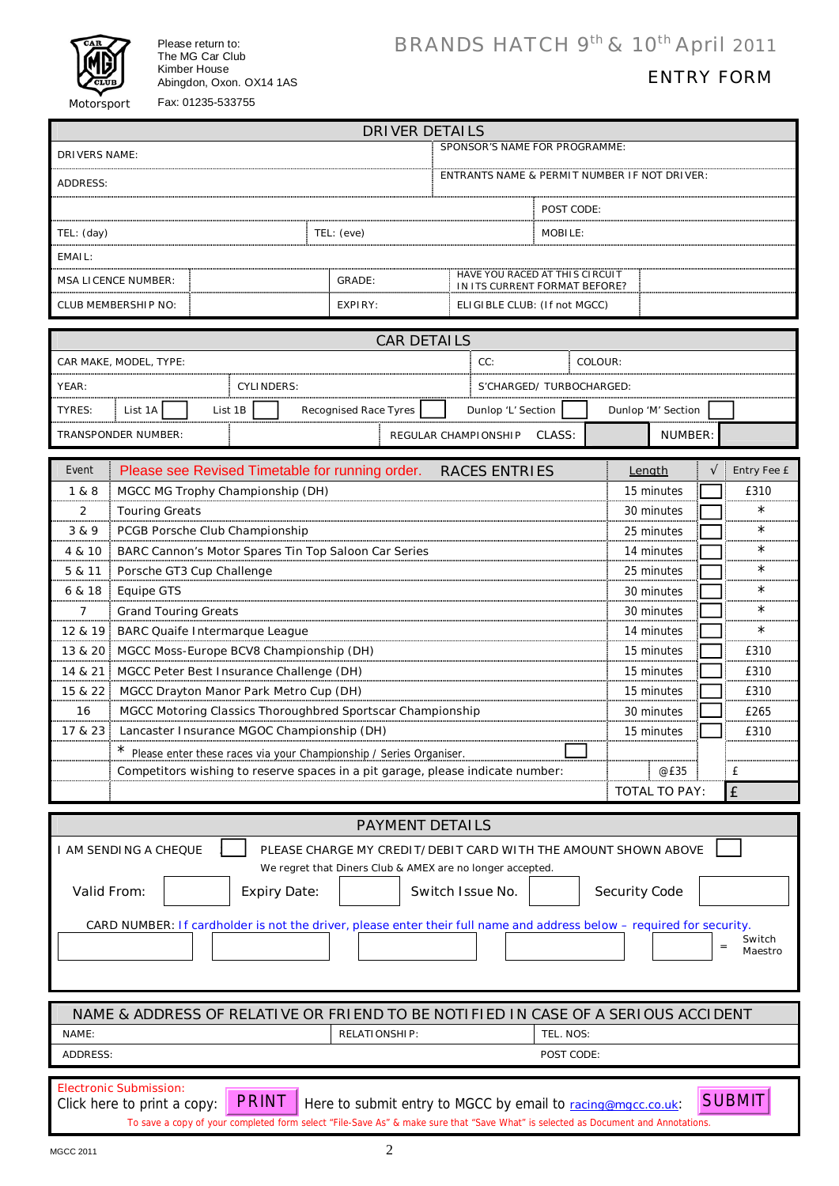Please return to:
The MG Car Club
Kimber House
Abingdon, Oxon. OX14 1AS

Fax: 01235-533755

Motorsport

# BRANDS HATCH 9th & 10th April 2011

## ENTRY FORM

## DRIVER DETAILS

| | | | |
|---|---|---|---|
| DRIVERS NAME: | | SPONSOR'S NAME FOR PROGRAMME: | |
| ADDRESS: | | ENTRANTS NAME & PERMIT NUMBER IF NOT DRIVER: | |
| | | POST CODE: | |
| TEL: (day) | TEL: (eve) | MOBILE: | |
| EMAIL: | | | |
| MSA LICENCE NUMBER: | GRADE: | HAVE YOU RACED AT THIS CIRCUIT IN ITS CURRENT FORMAT BEFORE? | |
| CLUB MEMBERSHIP NO: | EXPIRY: | ELIGIBLE CLUB: (If not MGCC) | |

## CAR DETAILS

| | | | |
|---|---|---|---|
| CAR MAKE, MODEL, TYPE: | | CC: | COLOUR: |
| YEAR: | CYLINDERS: | S'CHARGED/ TURBOCHARGED: | |
| TYRES: List 1A ☐ List 1B ☐ | Recognised Race Tyres ☐ | Dunlop 'L' Section ☐ | Dunlop 'M' Section ☐ |
| TRANSPONDER NUMBER: | REGULAR CHAMPIONSHIP CLASS: | | NUMBER: |

## RACES ENTRIES

Please see Revised Timetable for running order.

| Event | RACES ENTRIES | Length | √ | Entry Fee £ |
|---|---|---|---|---|
| 1 & 8 | MGCC MG Trophy Championship (DH) | 15 minutes | ☐ | £310 |
| 2 | Touring Greats | 30 minutes | ☐ | * |
| 3 & 9 | PCGB Porsche Club Championship | 25 minutes | ☐ | * |
| 4 & 10 | BARC Cannon's Motor Spares Tin Top Saloon Car Series | 14 minutes | ☐ | * |
| 5 & 11 | Porsche GT3 Cup Challenge | 25 minutes | ☐ | * |
| 6 & 18 | Equipe GTS | 30 minutes | ☐ | * |
| 7 | Grand Touring Greats | 30 minutes | ☐ | * |
| 12 & 19 | BARC Quaife Intermarque League | 14 minutes | ☐ | * |
| 13 & 20 | MGCC Moss-Europe BCV8 Championship (DH) | 15 minutes | ☐ | £310 |
| 14 & 21 | MGCC Peter Best Insurance Challenge (DH) | 15 minutes | ☐ | £310 |
| 15 & 22 | MGCC Drayton Manor Park Metro Cup (DH) | 15 minutes | ☐ | £310 |
| 16 | MGCC Motoring Classics Thoroughbred Sportscar Championship | 30 minutes | ☐ | £265 |
| 17 & 23 | Lancaster Insurance MGOC Championship (DH) | 15 minutes | ☐ | £310 |
| | * Please enter these races via your Championship / Series Organiser. ☐ | | | |
| | Competitors wishing to reserve spaces in a pit garage, please indicate number: | @£35 | | £ |
| | | TOTAL TO PAY: | | £ |

## PAYMENT DETAILS

I AM SENDING A CHEQUE ☐ PLEASE CHARGE MY CREDIT/DEBIT CARD WITH THE AMOUNT SHOWN ABOVE ☐

We regret that Diners Club & AMEX are no longer accepted.

Valid From: Expiry Date: Switch Issue No. Security Code

CARD NUMBER: If cardholder is not the driver, please enter their full name and address below – required for security.

= Switch Maestro

## NAME & ADDRESS OF RELATIVE OR FRIEND TO BE NOTIFIED IN CASE OF A SERIOUS ACCIDENT

| | | |
|---|---|---|
| NAME: | RELATIONSHIP: | TEL. NOS: |
| ADDRESS: | | POST CODE: |

Electronic Submission:
Click here to print a copy: PRINT Here to submit entry to MGCC by email to racing@mgcc.co.uk: SUBMIT

To save a copy of your completed form select "File-Save As" & make sure that "Save What" is selected as Document and Annotations.

MGCC 2011